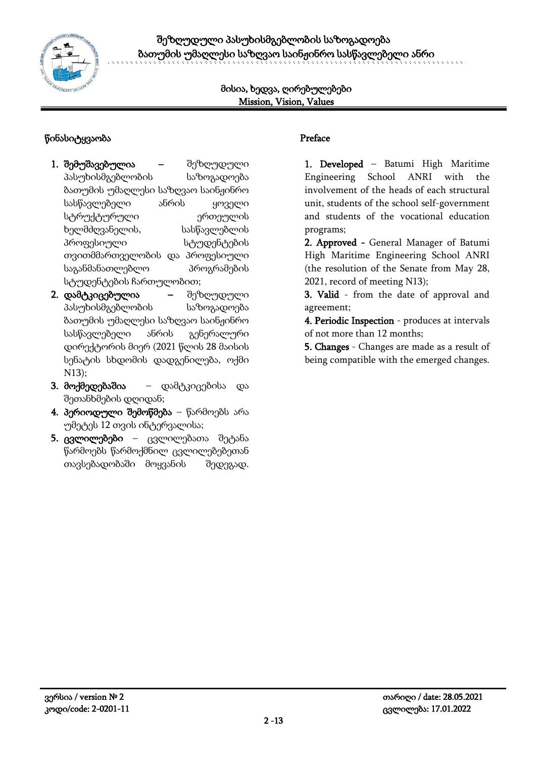# შეზღუდული პასუხისმგებლობის საზოგადოება ბათუმის უმაღლესი საზღვაო საინჟინრო სასწავლებელი ანრი

## მისია, ხედვა, ღირებულებები
## Mission, Vision, Values

### წინასიტყვაობა

1. **შემუშავებულია** – შეზღუდული პასუხისმგებლობის საზოგადოება ბათუმის უმაღლესი საზღვაო საინჟინრო სასწავლებელი ანრის ყოველი სტრუქტურული ერთეულის ხელმძღვანელის, სასწავლებლის პროფესიული სტუდენტების თვითმმართველობის და პროფესიული საგანმანათლებლო პროგრამების სტუდენტების ჩართულობით;
2. **დამტკიცებულია** – შეზღუდული პასუხისმგებლობის საზოგადოება ბათუმის უმაღლესი საზღვაო საინჟინრო სასწავლებელი ანრის გენერალური დირექტორის მიერ (2021 წლის 28 მაისის სენატის სხდომის დადგენილება, ოქმი N13);
3. **მოქმედებაშია** – დამტკიცებისა და შეთანხმების დღიდან;
4. **პერიოდული შემოწმება** – წარმოებს არა უმეტეს 12 თვის ინტერვალისა;
5. **ცვლილებები** – ცვლილებათა შეტანა წარმოებს წარმოქმნილ ცვლილებებთან თავსებადობაში მოყვანის შედეგად.

### Preface

1. **Developed** – Batumi High Maritime Engineering School ANRI with the involvement of the heads of each structural unit, students of the school self-government and students of the vocational education programs;
2. **Approved** - General Manager of Batumi High Maritime Engineering School ANRI (the resolution of the Senate from May 28, 2021, record of meeting N13);
3. **Valid** - from the date of approval and agreement;
4. **Periodic Inspection** - produces at intervals of not more than 12 months;
5. **Changes** - Changes are made as a result of being compatible with the emerged changes.

ვერსია / version № 2
კოდი/code: 2-0201-11
თარიღი / date: 28.05.2021
ცვლილება: 17.01.2022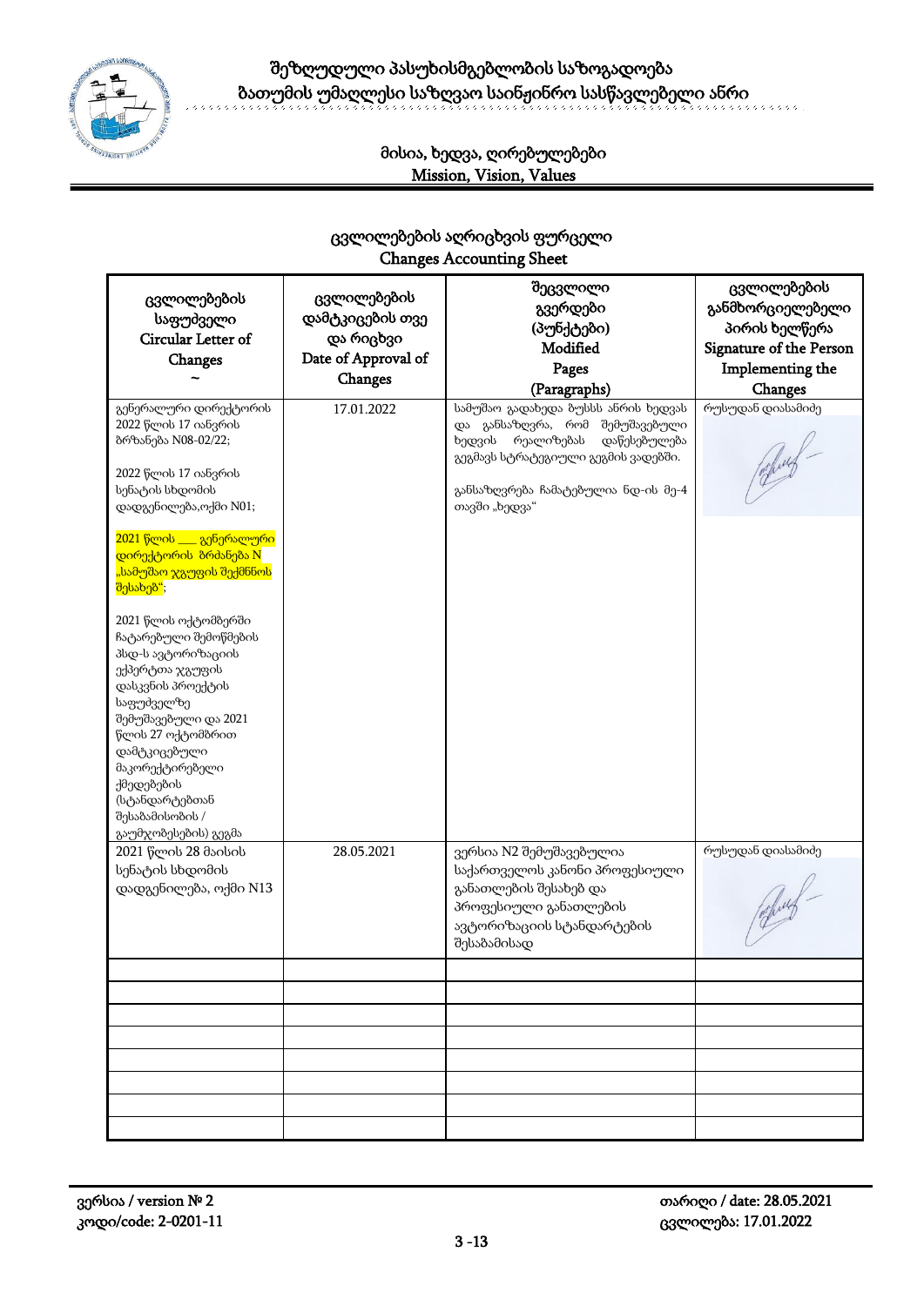# ცვლილებების აღრიცხვის ფურცელი
## Changes Accounting Sheet

| ცვლილებების საფუძველი Circular Letter of Changes ~ | ცვლილებების დამტკიცების თვე და რიცხვი Date of Approval of Changes | შეცვლილი გვერდები (პუნქტები) Modified Pages (Paragraphs) | ცვლილებების განმხორციელებელი პირის ხელწერა Signature of the Person Implementing the Changes |
|---|---|---|---|
| გენერალური დირექტორის 2022 წლის 17 იანვრის ბრძანება N08-02/22; 2022 წლის 17 იანვრის სენატის სხდომის დადგენილება,ოქმი N01; 2021 წლის ___ გენერალური დირექტორის ბრძანება N „სამუშაო ჯგუფის შექმნის შესახებ"; 2021 წლის ოქტომბერში ჩატარებული შემოწმების პსდ-ს ავტორიზაციის ექპერტთა ჯგუფის დასკვნის პროექტის საფუძველზე შემუშავებული და 2021 წლის 27 ოქტომბრით დამტკიცებული მაკორექტირებელი ქმედებების (სტანდარტებთან შესაბამისობის / გაუმჯობესების) გეგმა | 17.01.2022 | სამუშაო გადახედა ბუსსს ანრის ხედვას და განსაზღვრა, რომ შემუშავებული ხედვის რეალიზებას დაწესებულება გეგმავს სტრატეგიული გეგმის ვადებში. განსაზღვრება ჩამატებულია ნდ-ის მე-4 თავში „ხედვა" | რუსუდან დიასამიძე |
| 2021 წლის 28 მაისის სენატის სხდომის დადგენილება, ოქმი N13 | 28.05.2021 | ვერსია N2 შემუშავებულია საქართველოს კანონი პროფესიული განათლების შესახებ და პროფესიული განათლების ავტორიზაციის სტანდარტების შესაბამისად | რუსუდან დიასამიძე |
| | | | |
| | | | |
| | | | |
| | | | |
| | | | |
| | | | |
| | | | |
| | | | |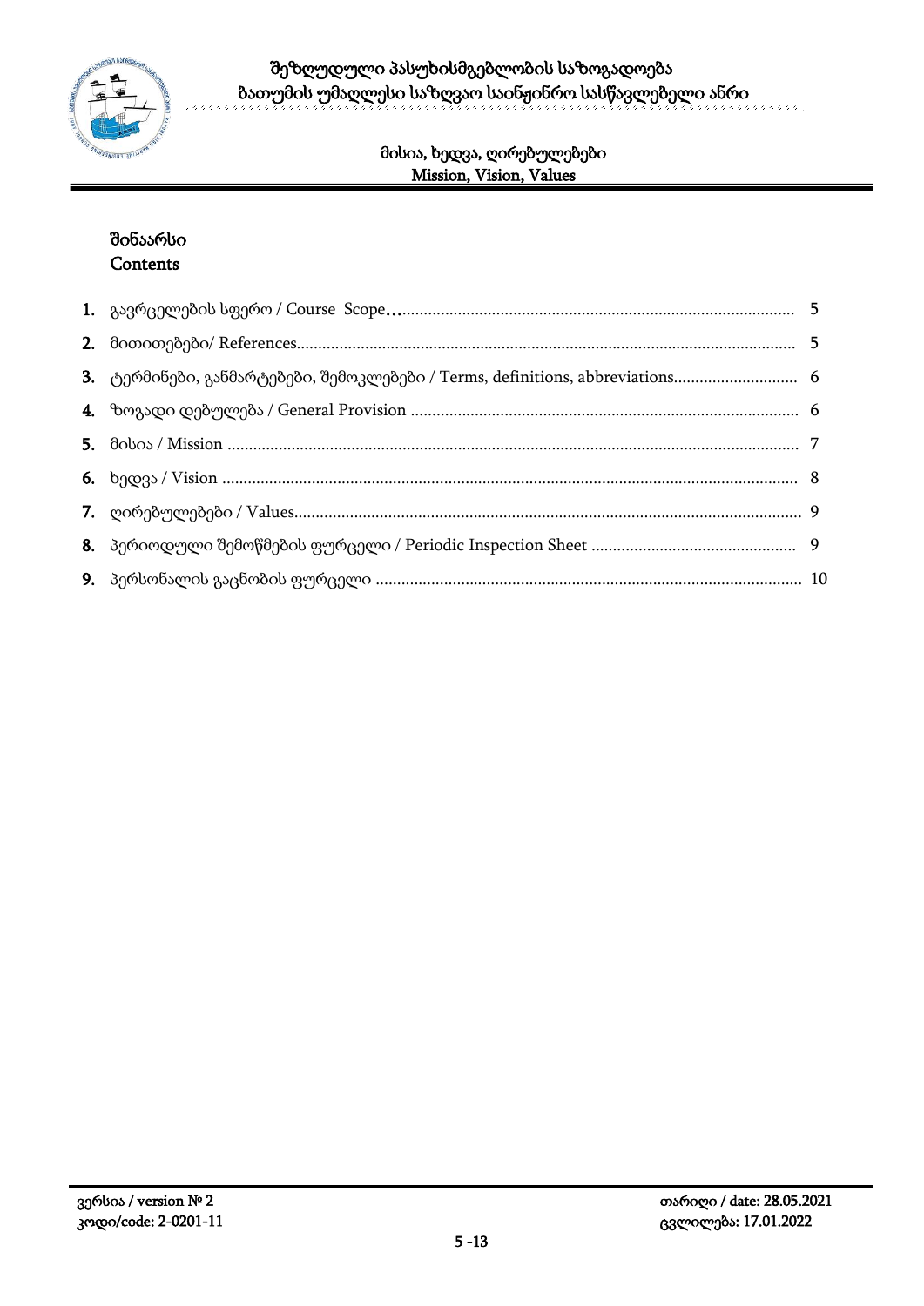# შინაარსი
# Contents

1. გავრცელების სფერო / Course Scope............................................................................................ 5
2. მითითებები/ References.................................................................................................................... 5
3. ტერმინები, განმარტებები, შემოკლებები / Terms, definitions, abbreviations............................ 6
4. ზოგადი დებულება / General Provision .......................................................................................... 6
5. მისია / Mission ..................................................................................................................................... 7
6. ხედვა / Vision ....................................................................................................................................... 8
7. ღირებულებები / Values...................................................................................................................... 9
8. პერიოდული შემოწმების ფურცელი / Periodic Inspection Sheet ................................................ 9
9. პერსონალის გაცნობის ფურცელი .................................................................................................... 10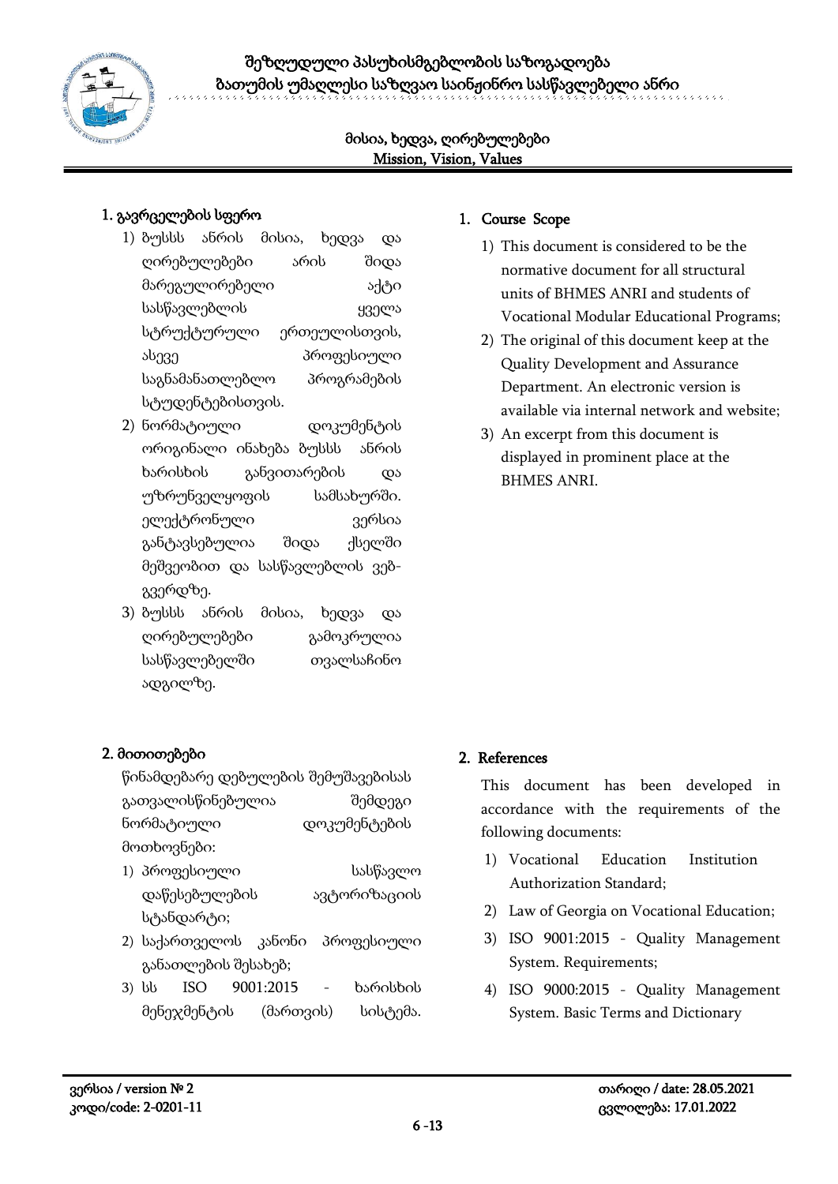## 1. გავრცელების სფერო

1) ბუსსს ანრის მისია, ხედვა და ღირებულებები არის შიდა მარეგულირებელი აქტი სასწავლებლის ყველა სტრუქტურული ერთეულისთვის, ასევე პროფესიული საგნამანათლებლო პროგრამების სტუდენტებისთვის.
2) ნორმატიული დოკუმენტის ორიგინალი ინახება ბუსსს ანრის ხარისხის განვითარების და უზრუნველყოფის სამსახურში. ელექტრონული ვერსია განტავსებულია შიდა ქსელში მეშვეობით და სასწავლებლის ვებ-გვერდზე.
3) ბუსსს ანრის მისია, ხედვა და ღირებულებები გამოკრულია სასწავლებელში თვალსაჩინო ადგილზე.

## 1. Course Scope

1) This document is considered to be the normative document for all structural units of BHMES ANRI and students of Vocational Modular Educational Programs;
2) The original of this document keep at the Quality Development and Assurance Department. An electronic version is available via internal network and website;
3) An excerpt from this document is displayed in prominent place at the BHMES ANRI.

## 2. მითითებები

წინამდებარე დებულების შემუშავებისას გათვალისწინებულია შემდეგი ნორმატიული დოკუმენტების მოთხოვნები:

1) პროფესიული სასწავლო დაწესებულების ავტორიზაციის სტანდარტი;
2) საქართველოს კანონი პროფესიული განათლების შესახებ;
3) სს ISO 9001:2015 - ხარისხის მენეჯმენტის (მართვის) სისტემა.

## 2. References

This document has been developed in accordance with the requirements of the following documents:

1) Vocational Education Institution Authorization Standard;
2) Law of Georgia on Vocational Education;
3) ISO 9001:2015 - Quality Management System. Requirements;
4) ISO 9000:2015 - Quality Management System. Basic Terms and Dictionary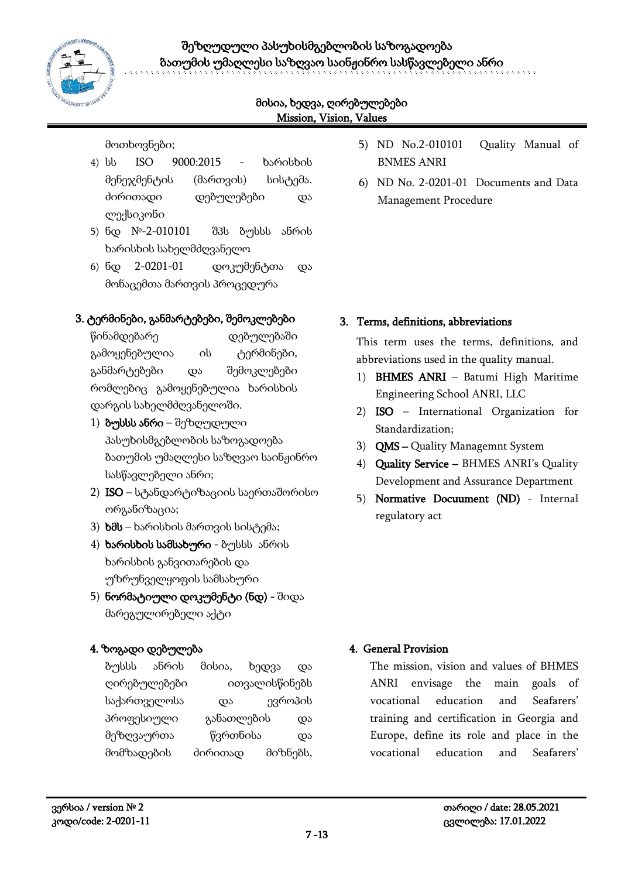მოთხოვნები;

4) სს ISO 9000:2015 - ხარისხის მენეჯმენტის (მართვის) სისტემა. ძირითადი დებულებები და ლექსიკონი
5) ნდ №-2-010101 შპს ბუსსს ანრის ხარისხის სახელმძღვანელო
6) ნდ 2-0201-01 დოკუმენტთა და მონაცემთა მართვის პროცედურა

5) ND No.2-010101 Quality Manual of BNMES ANRI
6) ND No. 2-0201-01 Documents and Data Management Procedure

## 3. ტერმინები, განმარტებები, შემოკლებები

წინამდებარე დებულებაში გამოყენებულია ის ტერმინები, განმარტებები და შემოკლებები რომლებიც გამოყენებულია ხარისხის დარგის სახელმძღვანელოში.

1) **ბუსსს ანრი** – შეზღუდული პასუხისმგებლობის საზოგადოება ბათუმის უმაღლესი საზღვაო საინჟინრო სასწავლებელი ანრი;
2) **ISO** – სტანდარტიზაციის საერთაშორისო ორგანიზაცია;
3) **ხმს** – ხარისხის მართვის სისტემა;
4) **ხარისხის სამსახური** - ბუსსს ანრის ხარისხის განვითარების და უზრუნველყოფის სამსახური
5) **ნორმატიული დოკუმენტი (ნდ)** - შიდა მარეგულირებელი აქტი

## 3. Terms, definitions, abbreviations

This term uses the terms, definitions, and abbreviations used in the quality manual.

1) **BHMES ANRI** – Batumi High Maritime Engineering School ANRI, LLC
2) **ISO** – International Organization for Standardization;
3) **QMS –** Quality Managemnt System
4) **Quality Service –** BHMES ANRI's Quality Development and Assurance Department
5) **Normative Docuument (ND)** - Internal regulatory act

## 4. ზოგადი დებულება

ბუსსს ანრის მისია, ხედვა და ღირებულებები ითვალისწინებს საქართველოსა და ევროპის პროფესიული განათლების და მეზღვაურთა წვრთნისა და მომზადების ძირითად მიზნებს,

## 4. General Provision

The mission, vision and values of BHMES ANRI envisage the main goals of vocational education and Seafarers' training and certification in Georgia and Europe, define its role and place in the vocational education and Seafarers'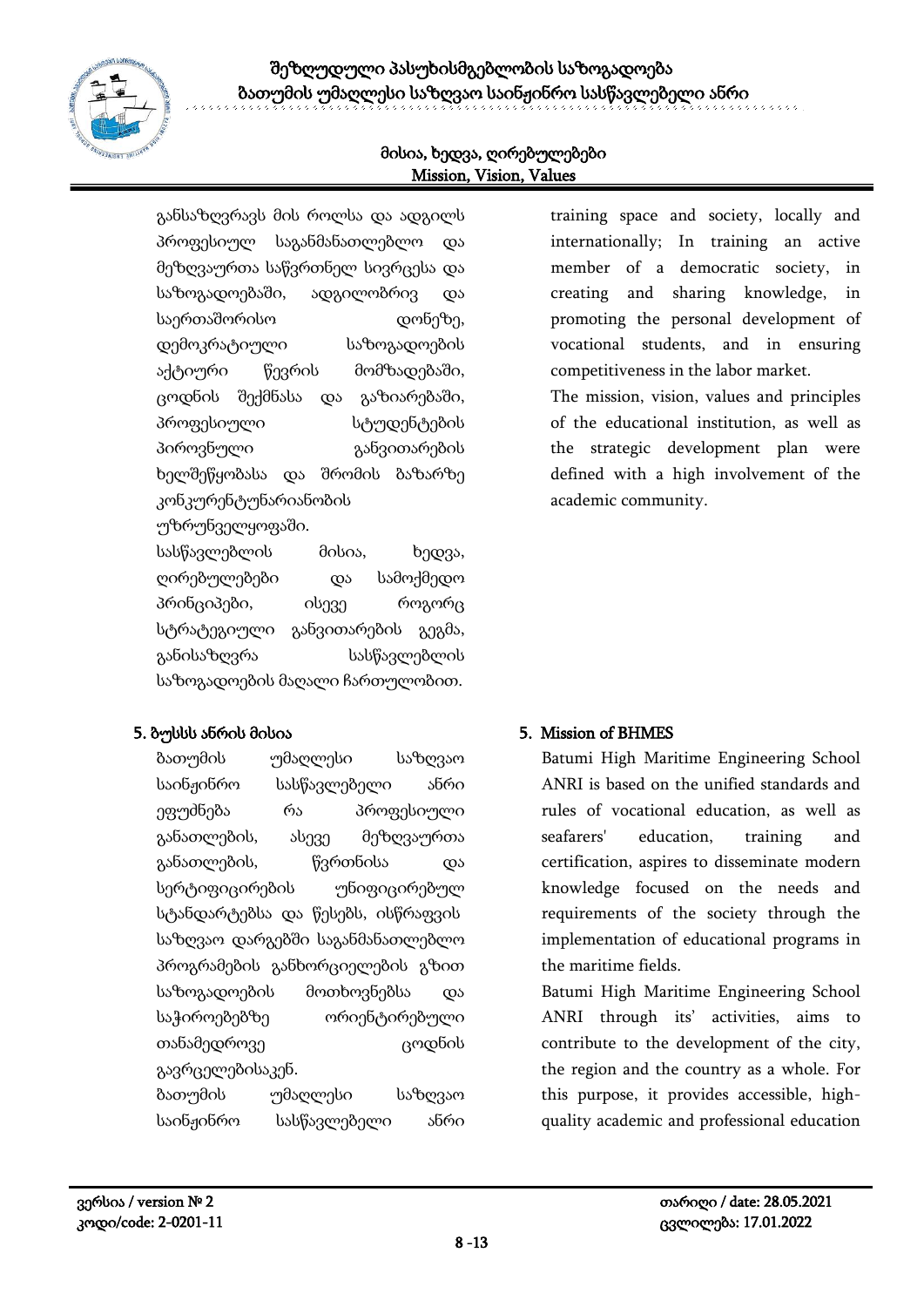განსაზღვრავს მის როლსა და ადგილს პროფესიულ საგანმანათლებლო და მეზღვაურთა საწვრთნელ სივრცესა და საზოგადოებაში, ადგილობრივ და საერთაშორისო დონეზე, დემოკრატიული საზოგადოების აქტიური წევრის მომზადებაში, ცოდნის შექმნასა და გაზიარებაში, პროფესიული სტუდენტების პიროვნული განვითარების ხელშეწყობასა და შრომის ბაზარზე კონკურენტუნარიანობის უზრუნველყოფაში.

სასწავლებლის მისია, ხედვა, ღირებულებები და სამოქმედო პრინციპები, ისევე როგორც სტრატეგიული განვითარების გეგმა, განისაზღვრა სასწავლებლის საზოგადოების მაღალი ჩართულობით.

training space and society, locally and internationally; In training an active member of a democratic society, in creating and sharing knowledge, in promoting the personal development of vocational students, and in ensuring competitiveness in the labor market.

The mission, vision, values and principles of the educational institution, as well as the strategic development plan were defined with a high involvement of the academic community.

## 5. ბუსსს ანრის მისია

ბათუმის უმაღლესი საზღვაო საინჟინრო სასწავლებელი ანრი ეფუძნება რა პროფესიული განათლების, ასევე მეზღვაურთა განათლების, წვრთნისა და სერტიფიცირების უნიფიცირებულ სტანდარტებსა და წესებს, ისწრაფვის საზღვაო დარგებში საგანმანათლებლო პროგრამების განხორციელების გზით საზოგადოების მოთხოვნებსა და საჭიროებებზე ორიენტირებული თანამედროვე ცოდნის გავრცელებისაკენ.

ბათუმის უმაღლესი საზღვაო საინჟინრო სასწავლებელი ანრი

## 5. Mission of BHMES

Batumi High Maritime Engineering School ANRI is based on the unified standards and rules of vocational education, as well as seafarers' education, training and certification, aspires to disseminate modern knowledge focused on the needs and requirements of the society through the implementation of educational programs in the maritime fields.

Batumi High Maritime Engineering School ANRI through its' activities, aims to contribute to the development of the city, the region and the country as a whole. For this purpose, it provides accessible, high-quality academic and professional education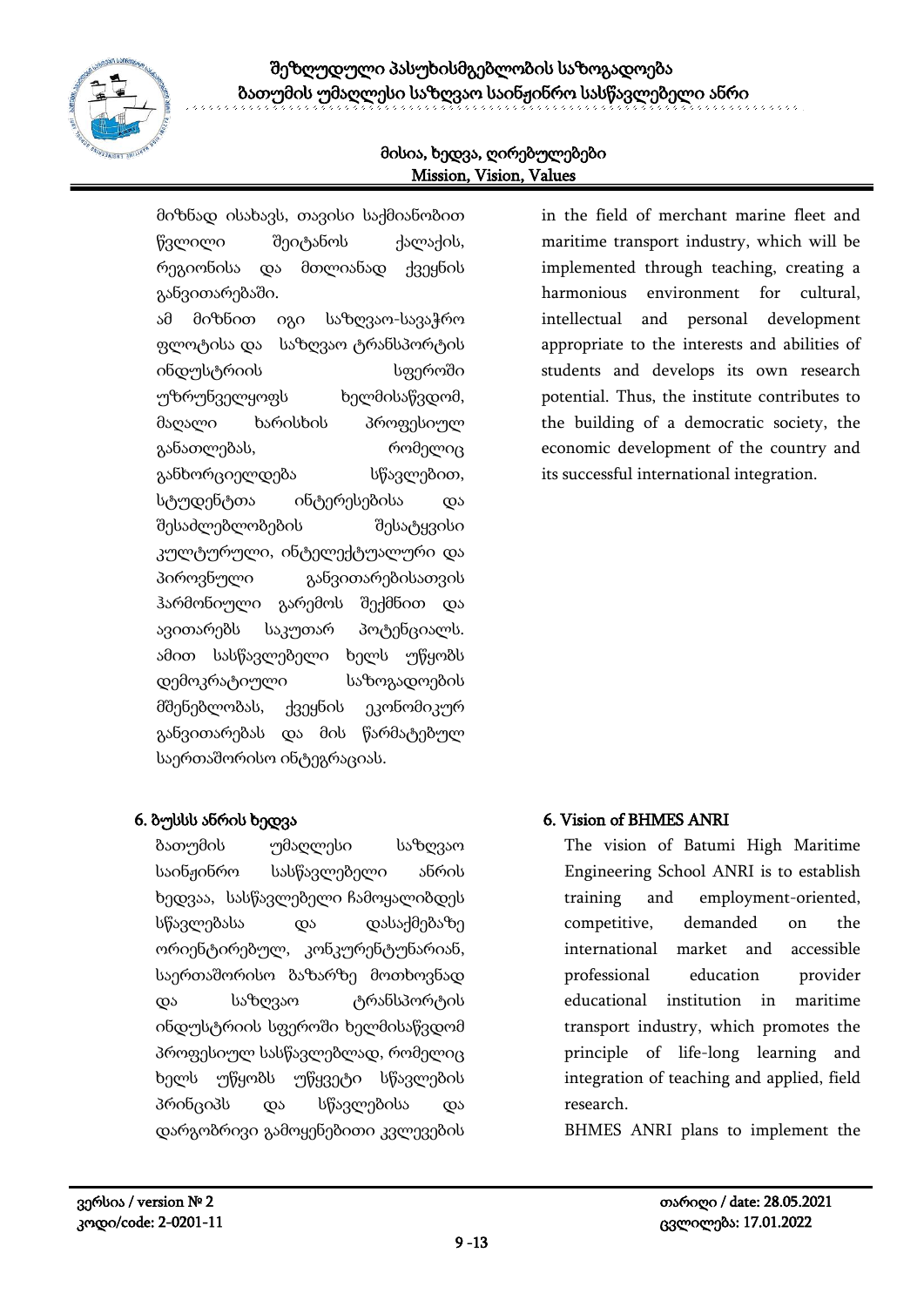მიზნად ისახავს, თავისი საქმიანობით წვლილი შეიტანოს ქალაქის, რეგიონისა და მთლიანად ქვეყნის განვითარებაში.

ამ მიზნით იგი საზღვაო-სავაჭრო ფლოტისა და საზღვაო ტრანსპორტის ინდუსტრიის სფეროში უზრუნველყოფს ხელმისაწვდომ, მაღალი ხარისხის პროფესიულ განათლებას, რომელიც განხორციელდება სწავლებით, სტუდენტთა ინტერესებისა და შესაძლებლობების შესატყვისი კულტურული, ინტელექტუალური და პიროვნული განვითარებისათვის ჰარმონიული გარემოს შექმნით და ავითარებს საკუთარ პოტენციალს. ამით სასწავლებელი ხელს უწყობს დემოკრატიული საზოგადოების მშენებლობას, ქვეყნის ეკონომიკურ განვითარებას და მის წარმატებულ საერთაშორისო ინტეგრაციას.

in the field of merchant marine fleet and maritime transport industry, which will be implemented through teaching, creating a harmonious environment for cultural, intellectual and personal development appropriate to the interests and abilities of students and develops its own research potential. Thus, the institute contributes to the building of a democratic society, the economic development of the country and its successful international integration.

## 6. ბუსსს ანრის ხედვა

ბათუმის უმაღლესი საზღვაო საინჟინრო სასწავლებელი ანრის ხედვაა, სასწავლებელი ჩამოყალიბდეს სწავლებასა და დასაქმებაზე ორიენტირებულ, კონკურენტუნარიან, საერთაშორისო ბაზარზე მოთხოვნად და საზღვაო ტრანსპორტის ინდუსტრიის სფეროში ხელმისაწვდომ პროფესიულ სასწავლებლად, რომელიც ხელს უწყობს უწყვეტი სწავლების პრინციპს და სწავლებისა და დარგობრივი გამოყენებითი კვლევების

## 6. Vision of BHMES ANRI

The vision of Batumi High Maritime Engineering School ANRI is to establish training and employment-oriented, competitive, demanded on the international market and accessible professional education provider educational institution in maritime transport industry, which promotes the principle of life-long learning and integration of teaching and applied, field research.

BHMES ANRI plans to implement the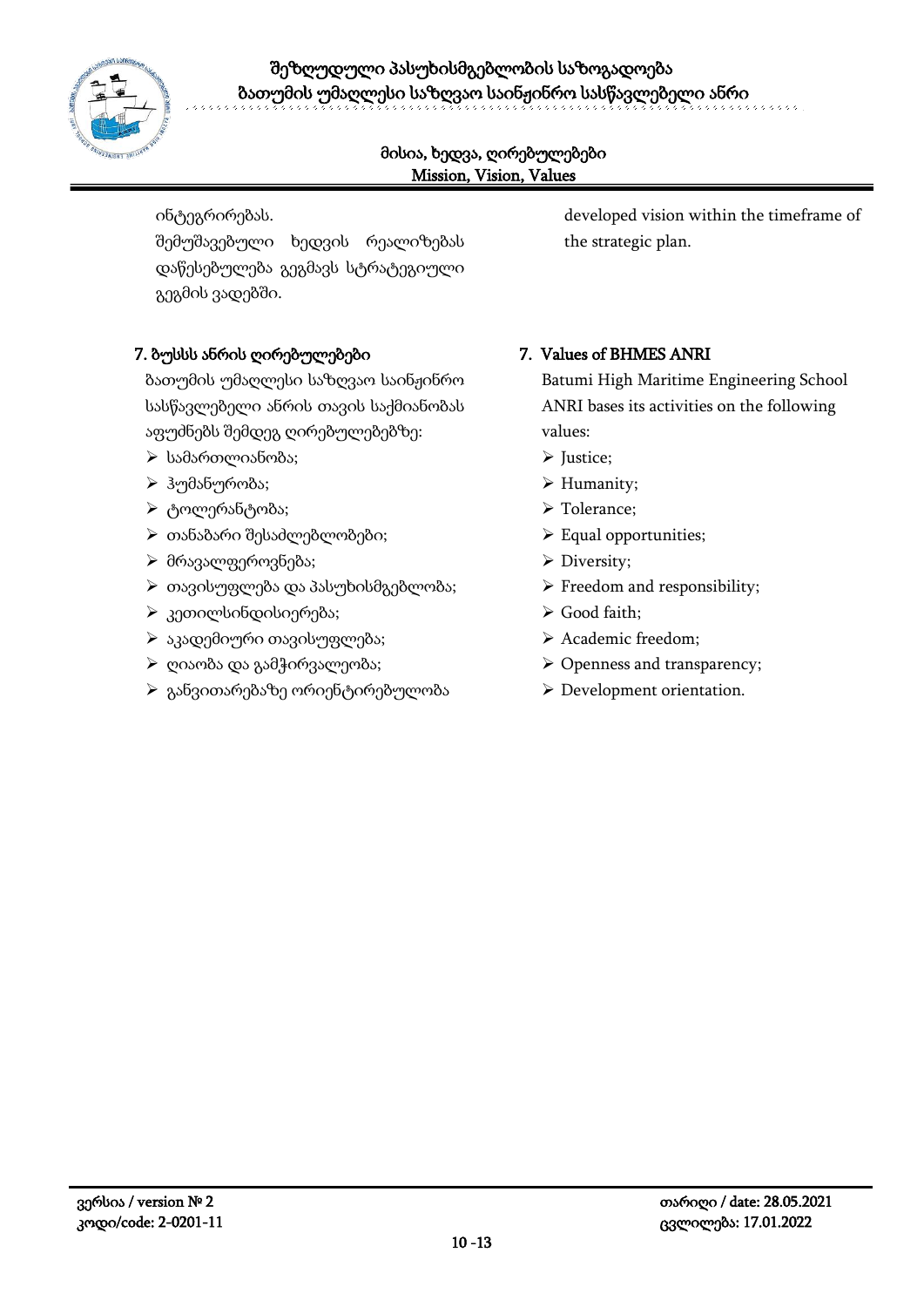ინტეგრირებას.

შემუშავებული ხედვის რეალიზებას დაწესებულება გეგმავს სტრატეგიული გეგმის ვადებში.

developed vision within the timeframe of the strategic plan.

## 7. ბუსსს ანრის ღირებულებები

ბათუმის უმაღლესი საზღვაო საინჟინრო სასწავლებელი ანრის თავის საქმიანობას აფუძნებს შემდეგ ღირებულებებზე:

- სამართლიანობა;
- ჰუმანურობა;
- ტოლერანტობა;
- თანაბარი შესაძლებლობები;
- მრავალფეროვნება;
- თავისუფლება და პასუხისმგებლობა;
- კეთილსინდისიერება;
- აკადემიური თავისუფლება;
- ღიაობა და გამჭირვალეობა;
- განვითარებაზე ორიენტირებულობა

## 7. Values of BHMES ANRI

Batumi High Maritime Engineering School ANRI bases its activities on the following values:

- Justice;
- Humanity;
- Tolerance;
- Equal opportunities;
- Diversity;
- Freedom and responsibility;
- Good faith;
- Academic freedom;
- Openness and transparency;
- Development orientation.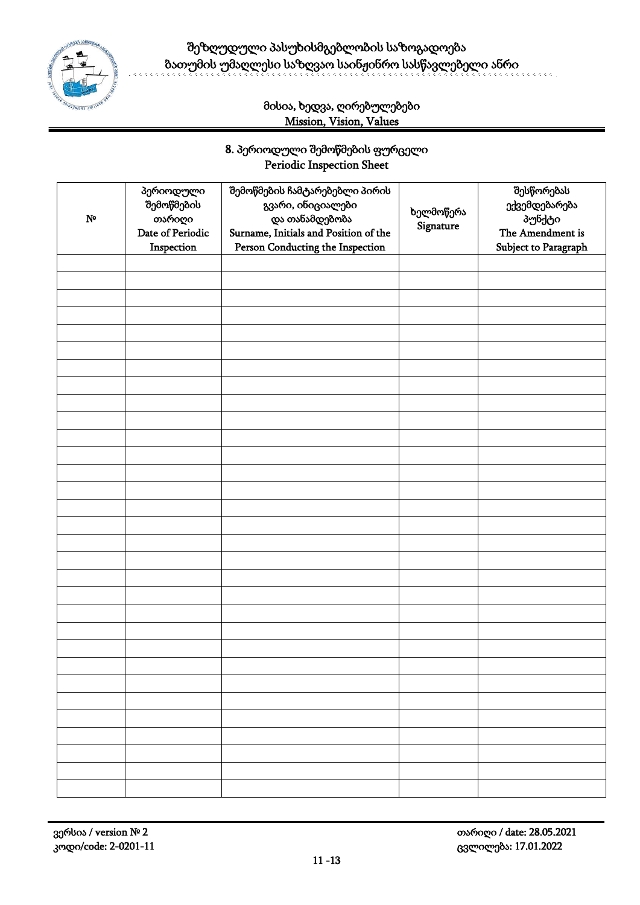## 8. პერიოდული შემოწმების ფურცელი
## Periodic Inspection Sheet

| № | პერიოდული შემოწმების თარიღი Date of Periodic Inspection | შემოწმების ჩამტარებელი პირის გვარი, ინიციალები და თანამდებობა Surname, Initials and Position of the Person Conducting the Inspection | ხელმოწერა Signature | შესწორებას ექვემდებარება პუნქტი The Amendment is Subject to Paragraph |
|---|---|---|---|---|
| | | | | |
| | | | | |
| | | | | |
| | | | | |
| | | | | |
| | | | | |
| | | | | |
| | | | | |
| | | | | |
| | | | | |
| | | | | |
| | | | | |
| | | | | |
| | | | | |
| | | | | |
| | | | | |
| | | | | |
| | | | | |
| | | | | |
| | | | | |
| | | | | |
| | | | | |
| | | | | |
| | | | | |
| | | | | |
| | | | | |
| | | | | |
| | | | | |
| | | | | |
| | | | | |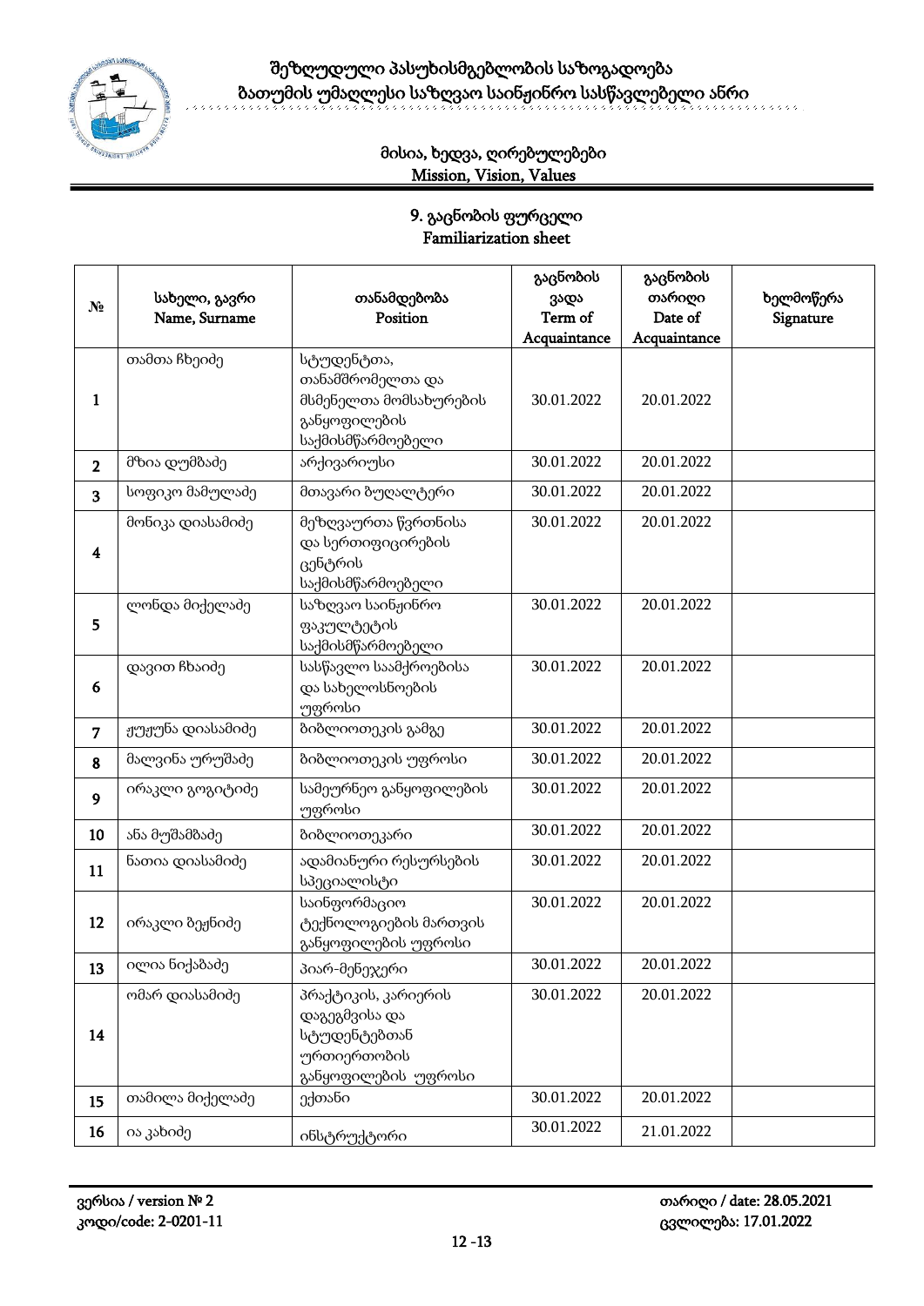## 9. გაცნობის ფურცელი
## Familiarization sheet

| № | სახელი, გვარი Name, Surname | თანამდებობა Position | გაცნობის ვადა Term of Acquaintance | გაცნობის თარიღი Date of Acquaintance | ხელმოწერა Signature |
|---|---|---|---|---|---|
| 1 | თამთა ჩხეიძე | სტუდენტთა, თანამშრომელთა და მსმენელთა მომსახურების განყოფილების საქმისმწარმოებელი | 30.01.2022 | 20.01.2022 | |
| 2 | მზია დუმბაძე | არქივარიუსი | 30.01.2022 | 20.01.2022 | |
| 3 | სოფიკო მამულაძე | მთავარი ბუღალტერი | 30.01.2022 | 20.01.2022 | |
| 4 | მონიკა დიასამიძე | მეზღვაურთა წვრთნისა და სერთიფიცირების ცენტრის საქმისმწარმოებელი | 30.01.2022 | 20.01.2022 | |
| 5 | ლონდა მიქელაძე | საზღვაო საინჟინრო ფაკულტეტის საქმისმწარმოებელი | 30.01.2022 | 20.01.2022 | |
| 6 | დავით ჩხაიძე | სასწავლო საამქროებისა და სახელოსნოების უფროსი | 30.01.2022 | 20.01.2022 | |
| 7 | ჟუჟუნა დიასამიძე | ბიბლიოთეკის გამგე | 30.01.2022 | 20.01.2022 | |
| 8 | მალვინა ურუშაძე | ბიბლიოთეკის უფროსი | 30.01.2022 | 20.01.2022 | |
| 9 | ირაკლი გოგიტიძე | სამეურნეო განყოფილების უფროსი | 30.01.2022 | 20.01.2022 | |
| 10 | ანა მუშამბაძე | ბიბლიოთეკარი | 30.01.2022 | 20.01.2022 | |
| 11 | ნათია დიასამიძე | ადამიანური რესურსების სპეციალისტი | 30.01.2022 | 20.01.2022 | |
| 12 | ირაკლი ბეჟნიძე | საინფორმაციო ტექნოლოგიების მართვის განყოფილების უფროსი | 30.01.2022 | 20.01.2022 | |
| 13 | ილია ნიქაბაძე | პიარ-მენეჯერი | 30.01.2022 | 20.01.2022 | |
| 14 | ომარ დიასამიძე | პრაქტიკის, კარიერის დაგეგმვისა და სტუდენტებთან ურთიერთობის განყოფილების უფროსი | 30.01.2022 | 20.01.2022 | |
| 15 | თამილა მიქელაძე | ექთანი | 30.01.2022 | 20.01.2022 | |
| 16 | ია კახიძე | ინსტრუქტორი | 30.01.2022 | 21.01.2022 | |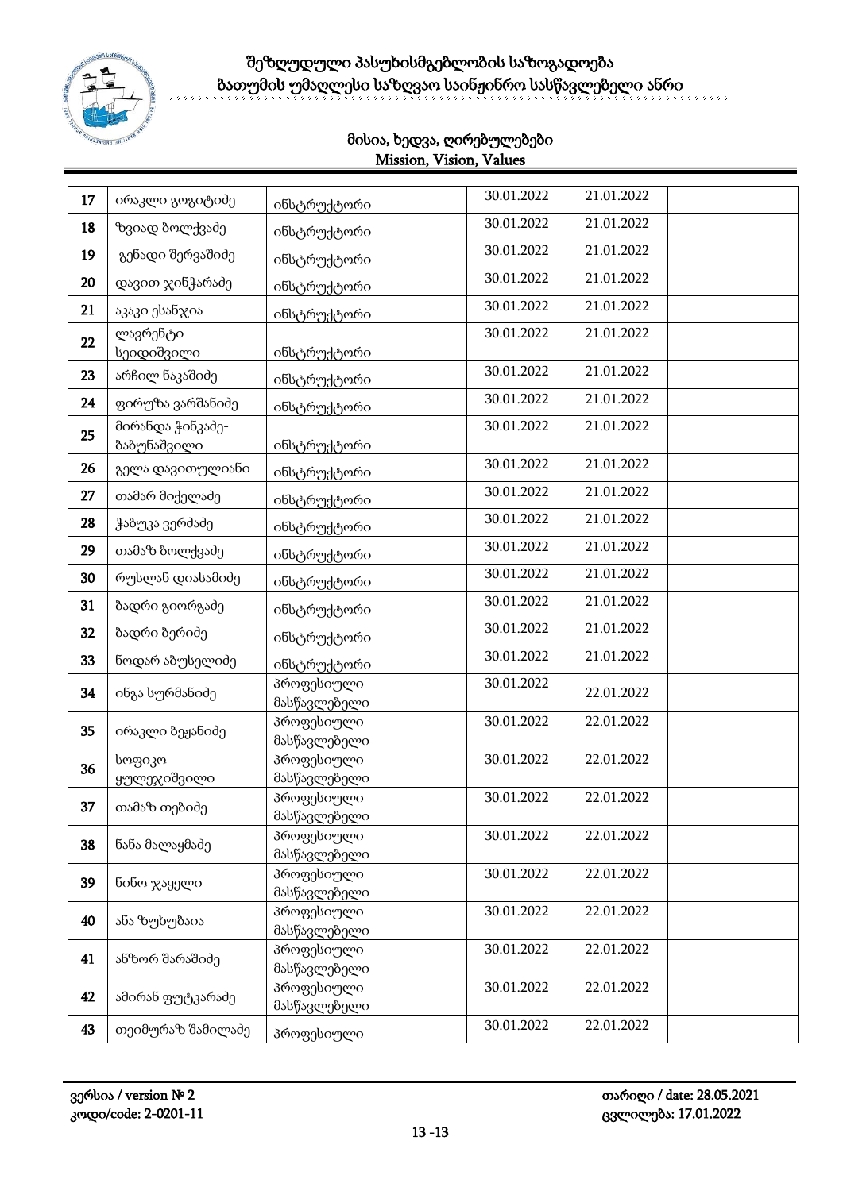| 17 | ირაკლი გოგიტიძე | ინსტრუქტორი | 30.01.2022 | 21.01.2022 | |
|---|---|---|---|---|---|
| 18 | ზვიად ბოლქვაძე | ინსტრუქტორი | 30.01.2022 | 21.01.2022 | |
| 19 | გენადი შერვაშიძე | ინსტრუქტორი | 30.01.2022 | 21.01.2022 | |
| 20 | დავით ჯინჭარაძე | ინსტრუქტორი | 30.01.2022 | 21.01.2022 | |
| 21 | აკაკი ესანჯია | ინსტრუქტორი | 30.01.2022 | 21.01.2022 | |
| 22 | ლავრენტი სეიდიშვილი | ინსტრუქტორი | 30.01.2022 | 21.01.2022 | |
| 23 | არჩილ ნაკაშიძე | ინსტრუქტორი | 30.01.2022 | 21.01.2022 | |
| 24 | ფირუზა ვარშანიძე | ინსტრუქტორი | 30.01.2022 | 21.01.2022 | |
| 25 | მირანდა ჭინკაძე-ბაბუნაშვილი | ინსტრუქტორი | 30.01.2022 | 21.01.2022 | |
| 26 | გელა დავითულიანი | ინსტრუქტორი | 30.01.2022 | 21.01.2022 | |
| 27 | თამარ მიქელაძე | ინსტრუქტორი | 30.01.2022 | 21.01.2022 | |
| 28 | ჭაბუკა ვერძაძე | ინსტრუქტორი | 30.01.2022 | 21.01.2022 | |
| 29 | თამაზ ბოლქვაძე | ინსტრუქტორი | 30.01.2022 | 21.01.2022 | |
| 30 | რუსლან დიასამიძე | ინსტრუქტორი | 30.01.2022 | 21.01.2022 | |
| 31 | ბადრი გიორგაძე | ინსტრუქტორი | 30.01.2022 | 21.01.2022 | |
| 32 | ბადრი ბერიძე | ინსტრუქტორი | 30.01.2022 | 21.01.2022 | |
| 33 | ნოდარ აბუსელიძე | ინსტრუქტორი | 30.01.2022 | 21.01.2022 | |
| 34 | ინგა სურმანიძე | პროფესიული მასწავლებელი | 30.01.2022 | 22.01.2022 | |
| 35 | ირაკლი ბეჟანიძე | პროფესიული მასწავლებელი | 30.01.2022 | 22.01.2022 | |
| 36 | სოფიკო ყულეჯიშვილი | პროფესიული მასწავლებელი | 30.01.2022 | 22.01.2022 | |
| 37 | თამაზ თებიძე | პროფესიული მასწავლებელი | 30.01.2022 | 22.01.2022 | |
| 38 | ნანა მალაყმაძე | პროფესიული მასწავლებელი | 30.01.2022 | 22.01.2022 | |
| 39 | ნინო ჯაყელი | პროფესიული მასწავლებელი | 30.01.2022 | 22.01.2022 | |
| 40 | ანა ზუხუბაია | პროფესიული მასწავლებელი | 30.01.2022 | 22.01.2022 | |
| 41 | ანზორ შარაშიძე | პროფესიული მასწავლებელი | 30.01.2022 | 22.01.2022 | |
| 42 | ამირან ფუტკარაძე | პროფესიული მასწავლებელი | 30.01.2022 | 22.01.2022 | |
| 43 | თეიმურაზ შამილაძე | პროფესიული | 30.01.2022 | 22.01.2022 | |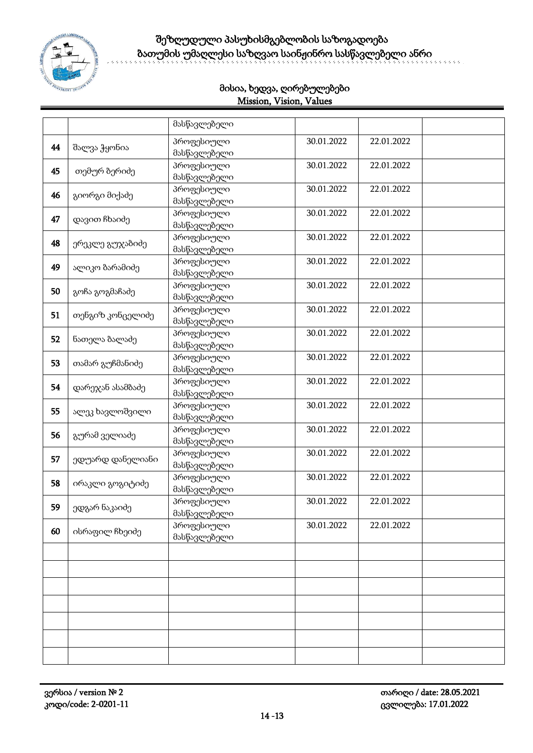|  |  | მასწავლებელი |  |  |  |
|---|---|---|---|---|---|
| 44 | შალვა ჭყონია | პროფესიული მასწავლებელი | 30.01.2022 | 22.01.2022 |  |
| 45 | თემურ ზერიძე | პროფესიული მასწავლებელი | 30.01.2022 | 22.01.2022 |  |
| 46 | გიორგი მიქაძე | პროფესიული მასწავლებელი | 30.01.2022 | 22.01.2022 |  |
| 47 | დავით ჩხაიძე | პროფესიული მასწავლებელი | 30.01.2022 | 22.01.2022 |  |
| 48 | ერეკლე გუჯაბიძე | პროფესიული მასწავლებელი | 30.01.2022 | 22.01.2022 |  |
| 49 | ალიკო ბარამიძე | პროფესიული მასწავლებელი | 30.01.2022 | 22.01.2022 |  |
| 50 | გოჩა გოგმაჩაძე | პროფესიული მასწავლებელი | 30.01.2022 | 22.01.2022 |  |
| 51 | თენგიზ კონცელიძე | პროფესიული მასწავლებელი | 30.01.2022 | 22.01.2022 |  |
| 52 | ნათელა ბალაძე | პროფესიული მასწავლებელი | 30.01.2022 | 22.01.2022 |  |
| 53 | თამარ გუჩმანიძე | პროფესიული მასწავლებელი | 30.01.2022 | 22.01.2022 |  |
| 54 | დარეჯან ასამბაძე | პროფესიული მასწავლებელი | 30.01.2022 | 22.01.2022 |  |
| 55 | ალეკ ხავლოშვილი | პროფესიული მასწავლებელი | 30.01.2022 | 22.01.2022 |  |
| 56 | გურამ ველიაძე | პროფესიული მასწავლებელი | 30.01.2022 | 22.01.2022 |  |
| 57 | ედუარდ დანელიანი | პროფესიული მასწავლებელი | 30.01.2022 | 22.01.2022 |  |
| 58 | ირაკლი გოგიტიძე | პროფესიული მასწავლებელი | 30.01.2022 | 22.01.2022 |  |
| 59 | ედგარ ნაკაიძე | პროფესიული მასწავლებელი | 30.01.2022 | 22.01.2022 |  |
| 60 | ისრაფილ ჩხეიძე | პროფესიული მასწავლებელი | 30.01.2022 | 22.01.2022 |  |
|  |  |  |  |  |  |
|  |  |  |  |  |  |
|  |  |  |  |  |  |
|  |  |  |  |  |  |
|  |  |  |  |  |  |
|  |  |  |  |  |  |
|  |  |  |  |  |  |